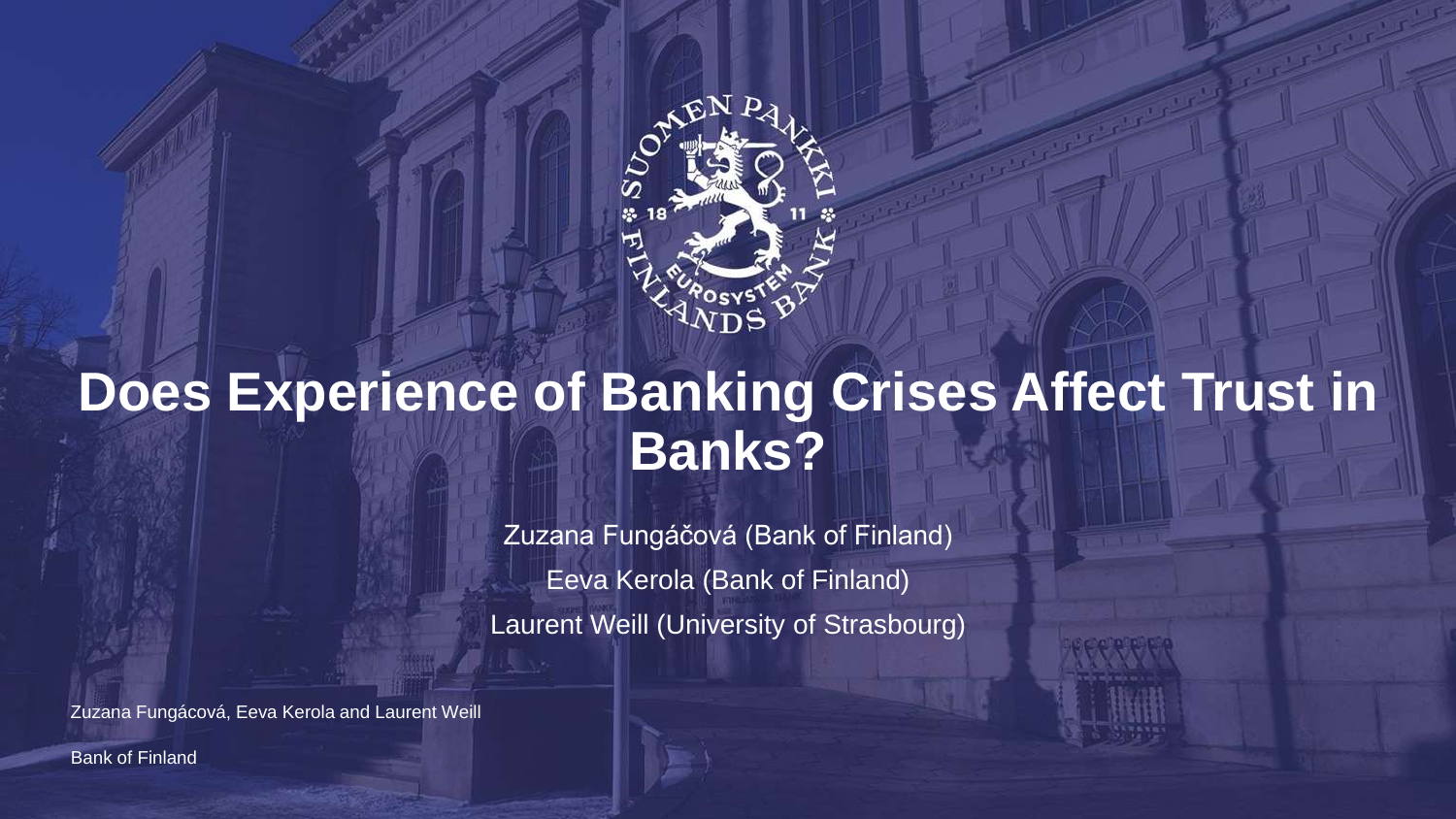# Does Experience of Banking Crises Affect Trust in Banks?

Zuzana Fungáčová (Bank of Finland)

Eeva Kerola (Bank of Finland)

Laurent Weill (University of Strasbourg)

Zuzana Fungácová, Eeva Kerola and Laurent Weill

Bank of Finland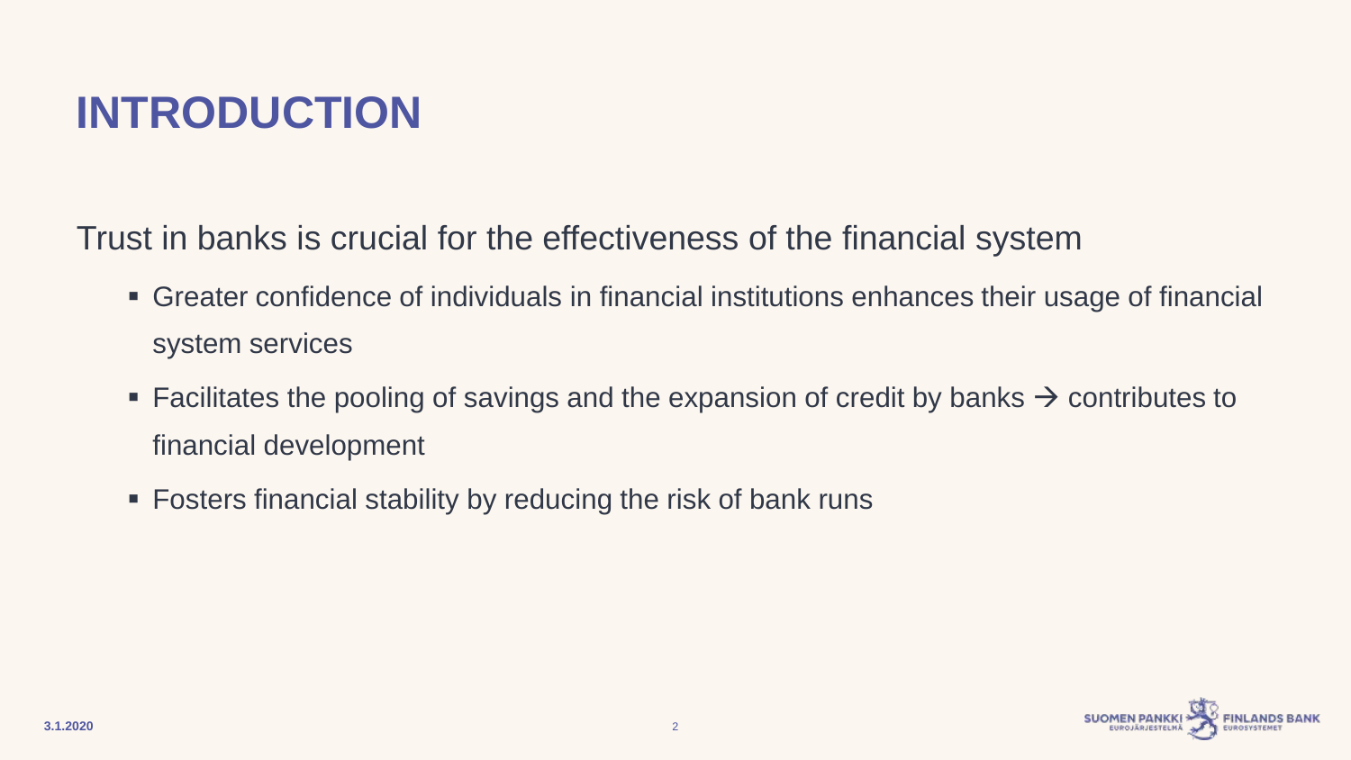# INTRODUCTION

Trust in banks is crucial for the effectiveness of the financial system

- Greater confidence of individuals in financial institutions enhances their usage of financial system services
- Facilitates the pooling of savings and the expansion of credit by banks → contributes to financial development
- Fosters financial stability by reducing the risk of bank runs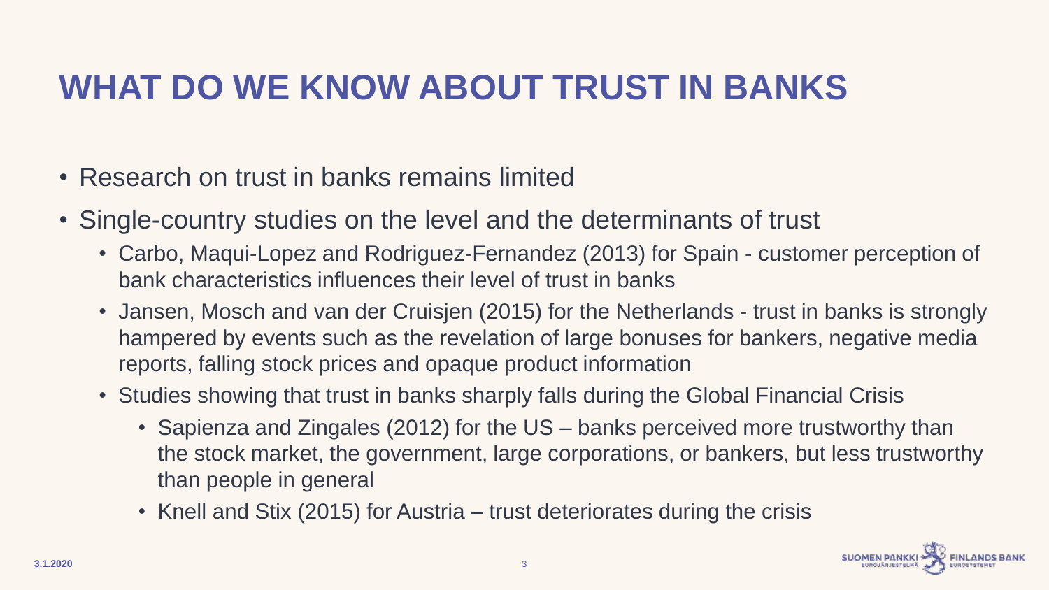# WHAT DO WE KNOW ABOUT TRUST IN BANKS

- Research on trust in banks remains limited
- Single-country studies on the level and the determinants of trust
  - Carbo, Maqui-Lopez and Rodriguez-Fernandez (2013) for Spain - customer perception of bank characteristics influences their level of trust in banks
  - Jansen, Mosch and van der Cruisjen (2015) for the Netherlands - trust in banks is strongly hampered by events such as the revelation of large bonuses for bankers, negative media reports, falling stock prices and opaque product information
  - Studies showing that trust in banks sharply falls during the Global Financial Crisis
    - Sapienza and Zingales (2012) for the US – banks perceived more trustworthy than the stock market, the government, large corporations, or bankers, but less trustworthy than people in general
    - Knell and Stix (2015) for Austria – trust deteriorates during the crisis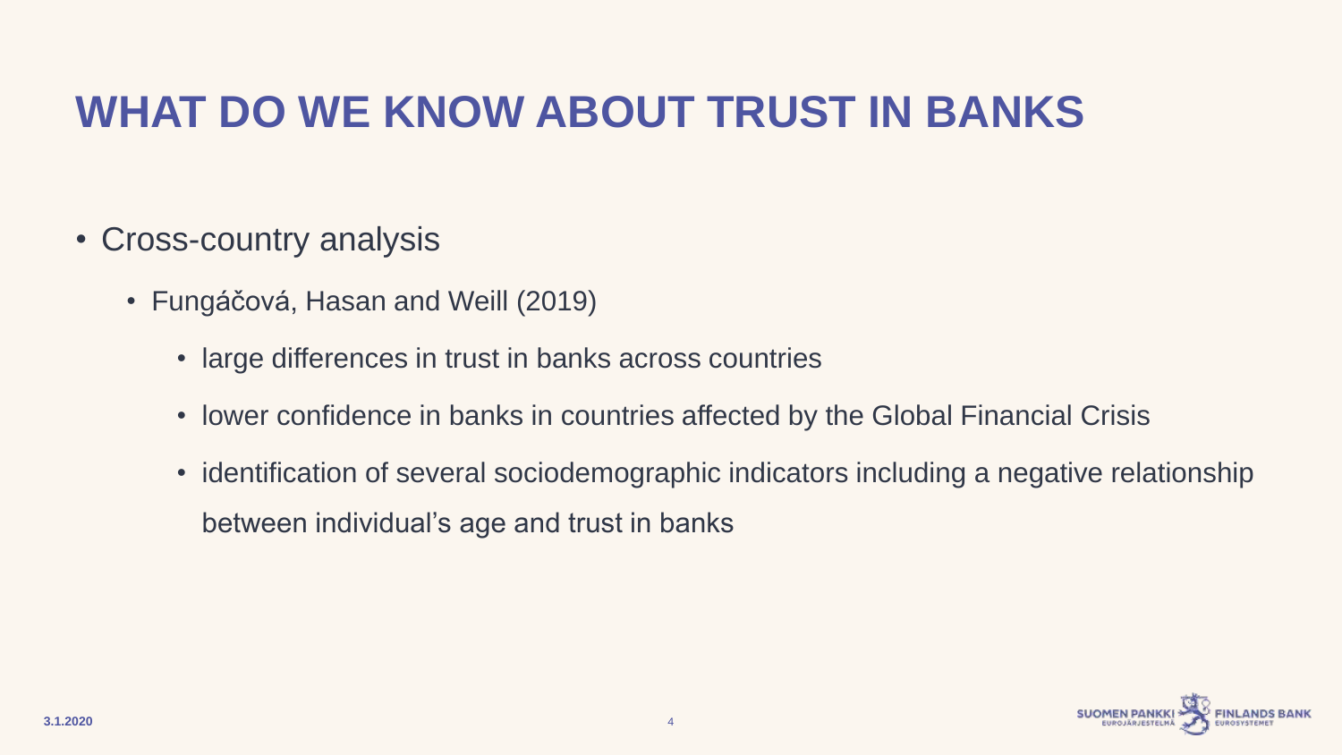# WHAT DO WE KNOW ABOUT TRUST IN BANKS

- Cross-country analysis
  - Fungáčová, Hasan and Weill (2019)
    - large differences in trust in banks across countries
    - lower confidence in banks in countries affected by the Global Financial Crisis
    - identification of several sociodemographic indicators including a negative relationship between individual's age and trust in banks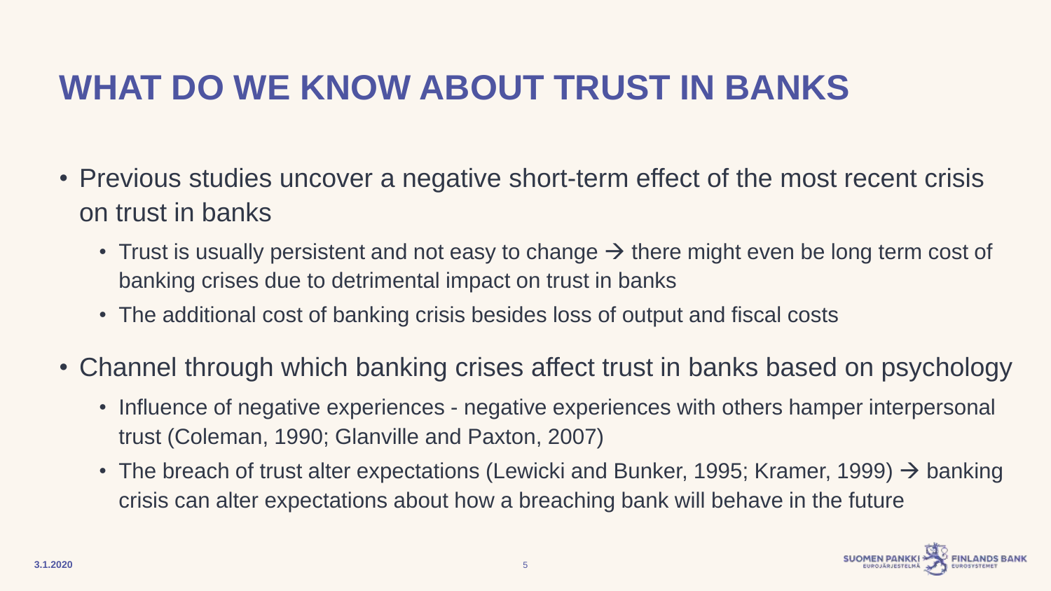# WHAT DO WE KNOW ABOUT TRUST IN BANKS

- Previous studies uncover a negative short-term effect of the most recent crisis on trust in banks
  - Trust is usually persistent and not easy to change → there might even be long term cost of banking crises due to detrimental impact on trust in banks
  - The additional cost of banking crisis besides loss of output and fiscal costs
- Channel through which banking crises affect trust in banks based on psychology
  - Influence of negative experiences - negative experiences with others hamper interpersonal trust (Coleman, 1990; Glanville and Paxton, 2007)
  - The breach of trust alter expectations (Lewicki and Bunker, 1995; Kramer, 1999) → banking crisis can alter expectations about how a breaching bank will behave in the future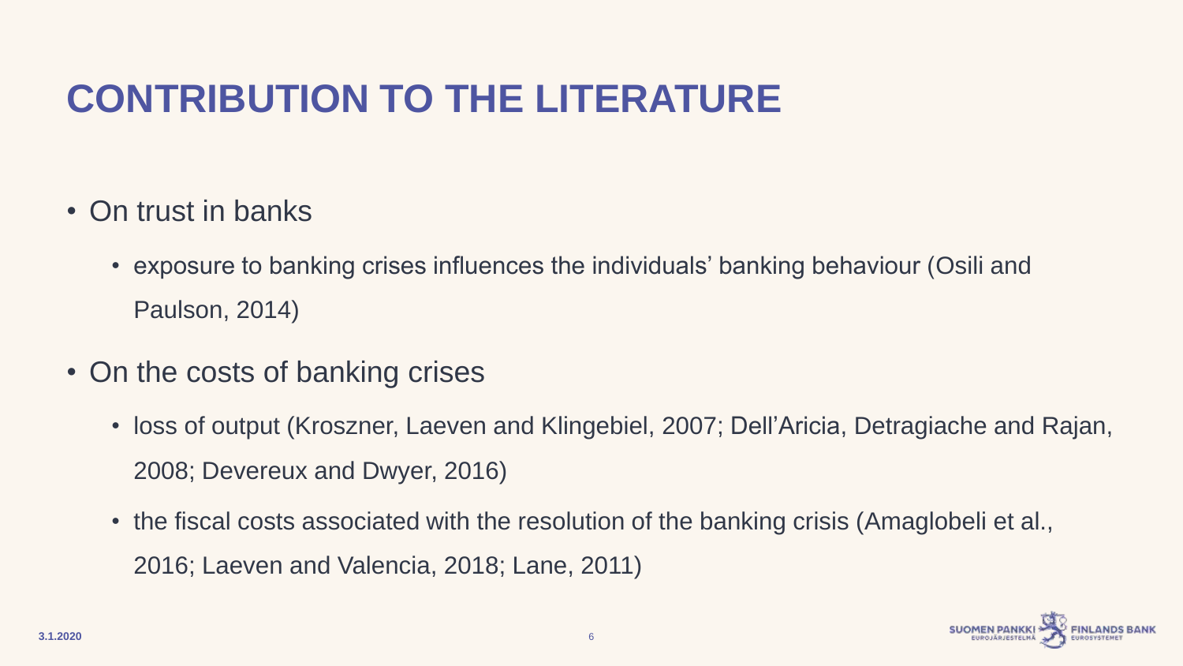# CONTRIBUTION TO THE LITERATURE

- On trust in banks
  - exposure to banking crises influences the individuals' banking behaviour (Osili and Paulson, 2014)
- On the costs of banking crises
  - loss of output (Kroszner, Laeven and Klingebiel, 2007; Dell'Aricia, Detragiache and Rajan, 2008; Devereux and Dwyer, 2016)
  - the fiscal costs associated with the resolution of the banking crisis (Amaglobeli et al., 2016; Laeven and Valencia, 2018; Lane, 2011)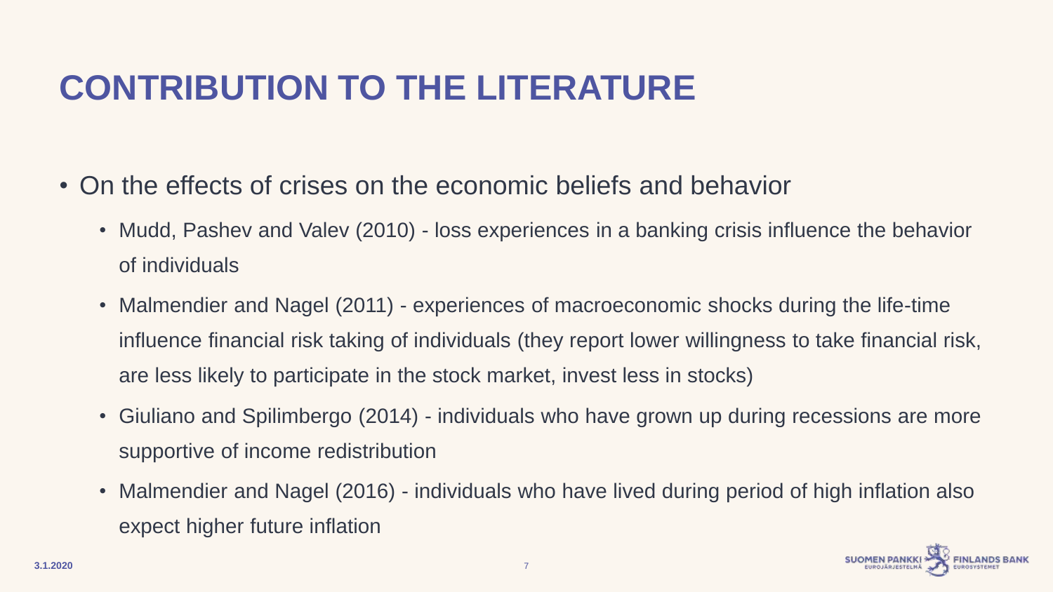# CONTRIBUTION TO THE LITERATURE

- On the effects of crises on the economic beliefs and behavior
  - Mudd, Pashev and Valev (2010) - loss experiences in a banking crisis influence the behavior of individuals
  - Malmendier and Nagel (2011) - experiences of macroeconomic shocks during the life-time influence financial risk taking of individuals (they report lower willingness to take financial risk, are less likely to participate in the stock market, invest less in stocks)
  - Giuliano and Spilimbergo (2014) - individuals who have grown up during recessions are more supportive of income redistribution
  - Malmendier and Nagel (2016) - individuals who have lived during period of high inflation also expect higher future inflation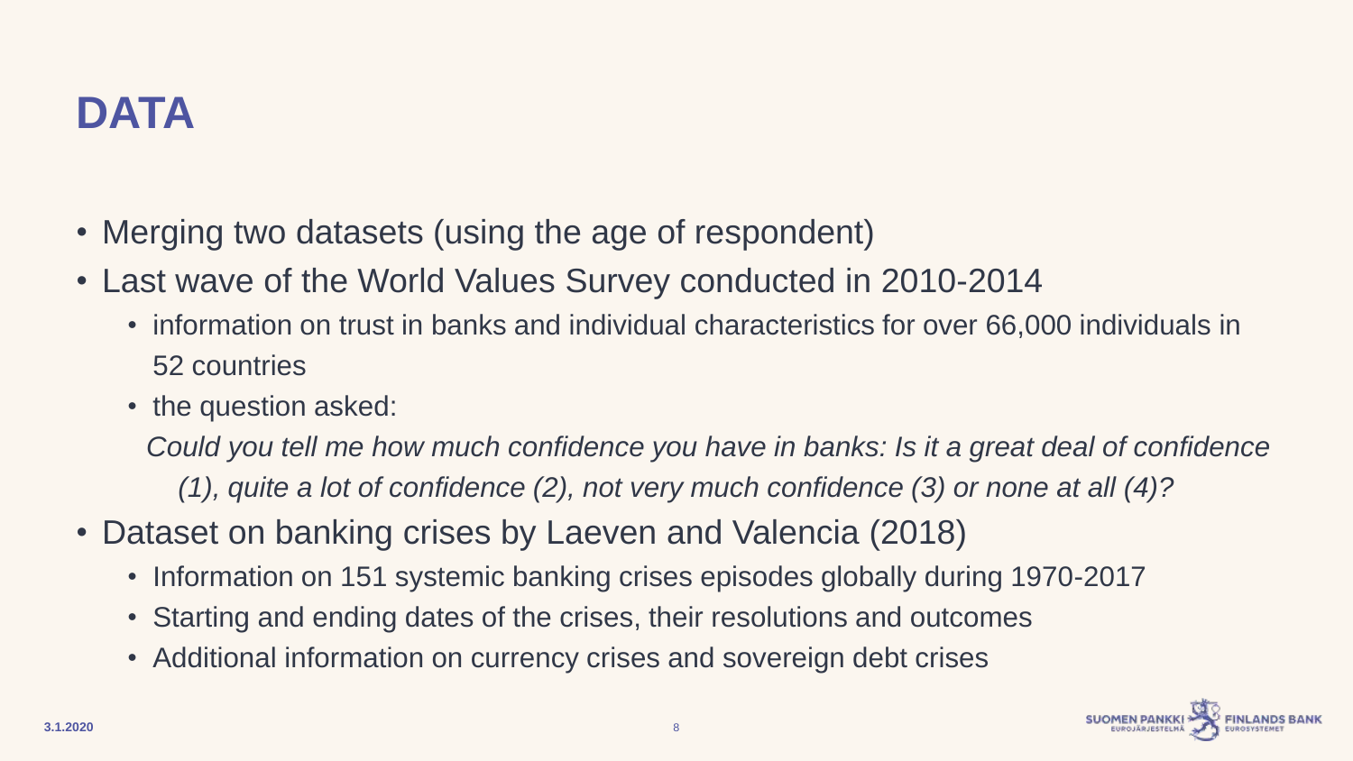# DATA

- Merging two datasets (using the age of respondent)
- Last wave of the World Values Survey conducted in 2010-2014
  - information on trust in banks and individual characteristics for over 66,000 individuals in 52 countries
  - the question asked:

    *Could you tell me how much confidence you have in banks: Is it a great deal of confidence (1), quite a lot of confidence (2), not very much confidence (3) or none at all (4)?*
- Dataset on banking crises by Laeven and Valencia (2018)
  - Information on 151 systemic banking crises episodes globally during 1970-2017
  - Starting and ending dates of the crises, their resolutions and outcomes
  - Additional information on currency crises and sovereign debt crises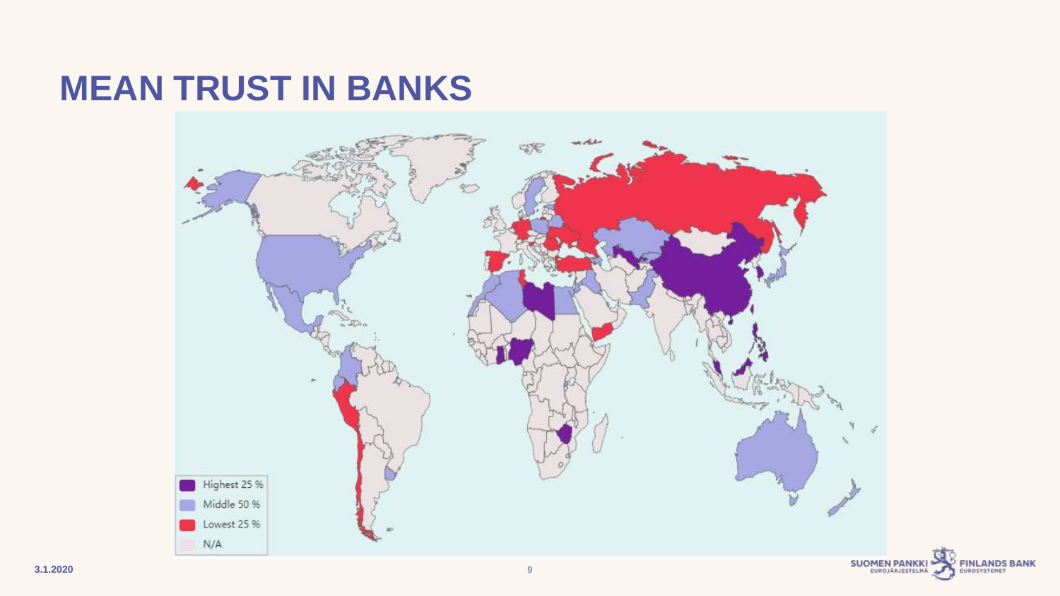# MEAN TRUST IN BANKS

Highest 25 %

Middle 50 %

Lowest 25 %

N/A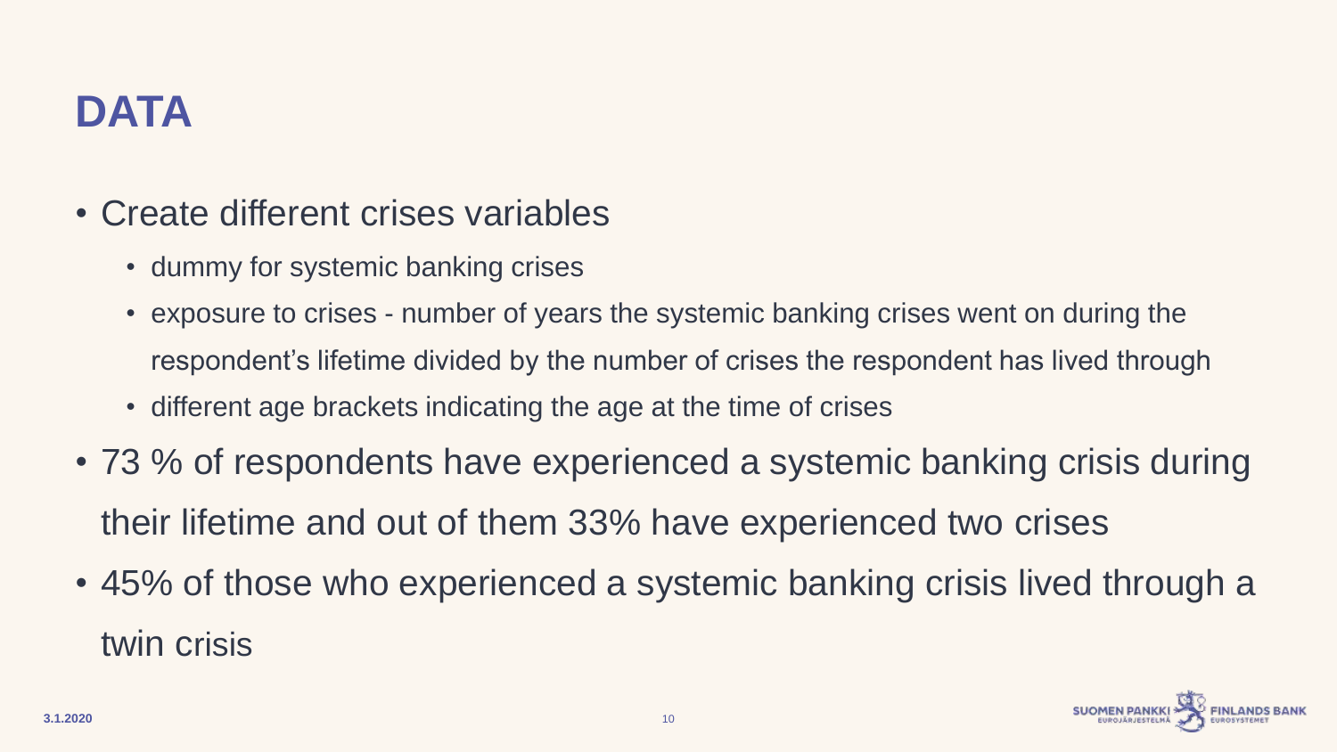# DATA

- Create different crises variables
  - dummy for systemic banking crises
  - exposure to crises - number of years the systemic banking crises went on during the respondent's lifetime divided by the number of crises the respondent has lived through
  - different age brackets indicating the age at the time of crises
- 73 % of respondents have experienced a systemic banking crisis during their lifetime and out of them 33% have experienced two crises
- 45% of those who experienced a systemic banking crisis lived through a twin crisis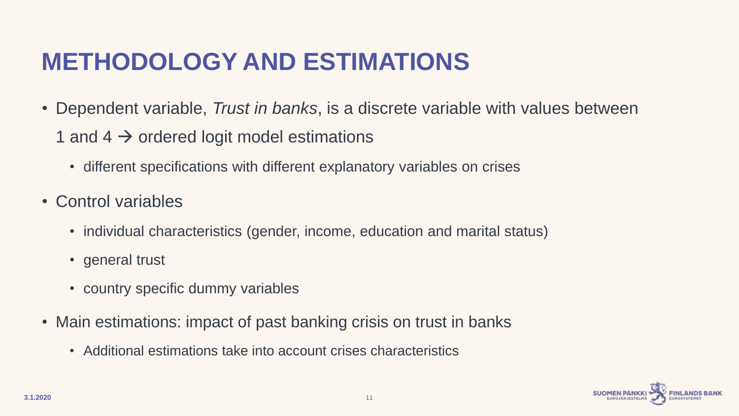# METHODOLOGY AND ESTIMATIONS

- Dependent variable, *Trust in banks*, is a discrete variable with values between 1 and 4 → ordered logit model estimations
  - different specifications with different explanatory variables on crises
- Control variables
  - individual characteristics (gender, income, education and marital status)
  - general trust
  - country specific dummy variables
- Main estimations: impact of past banking crisis on trust in banks
  - Additional estimations take into account crises characteristics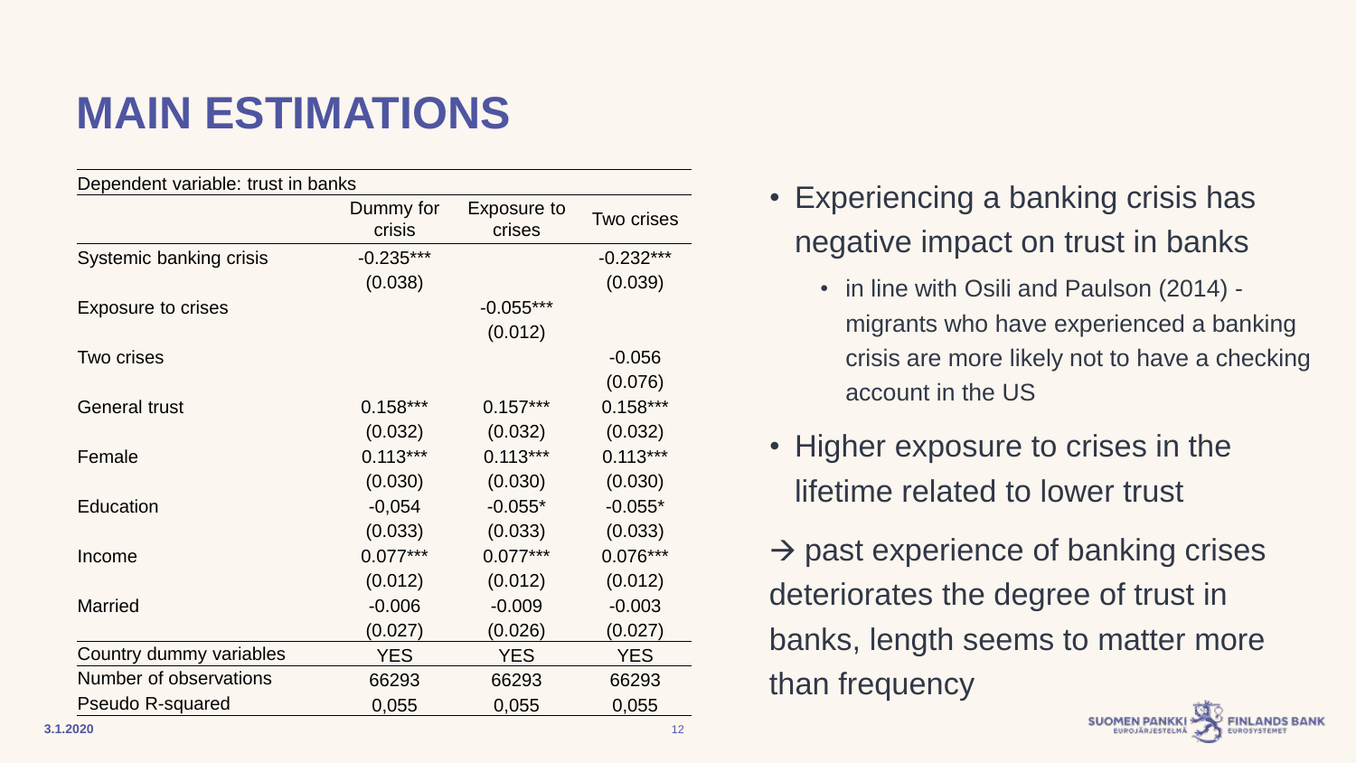# MAIN ESTIMATIONS

| Dependent variable: trust in banks | Dummy for crisis | Exposure to crises | Two crises |
|---|---|---|---|
| Systemic banking crisis | -0.235*** | | -0.232*** |
| | (0.038) | | (0.039) |
| Exposure to crises | | -0.055*** | |
| | | (0.012) | |
| Two crises | | | -0.056 |
| | | | (0.076) |
| General trust | 0.158*** | 0.157*** | 0.158*** |
| | (0.032) | (0.032) | (0.032) |
| Female | 0.113*** | 0.113*** | 0.113*** |
| | (0.030) | (0.030) | (0.030) |
| Education | -0,054 | -0.055* | -0.055* |
| | (0.033) | (0.033) | (0.033) |
| Income | 0.077*** | 0.077*** | 0.076*** |
| | (0.012) | (0.012) | (0.012) |
| Married | -0.006 | -0.009 | -0.003 |
| | (0.027) | (0.026) | (0.027) |
| Country dummy variables | YES | YES | YES |
| Number of observations | 66293 | 66293 | 66293 |
| Pseudo R-squared | 0,055 | 0,055 | 0,055 |

- Experiencing a banking crisis has negative impact on trust in banks
  - in line with Osili and Paulson (2014) - migrants who have experienced a banking crisis are more likely not to have a checking account in the US
- Higher exposure to crises in the lifetime related to lower trust

→ past experience of banking crises deteriorates the degree of trust in banks, length seems to matter more than frequency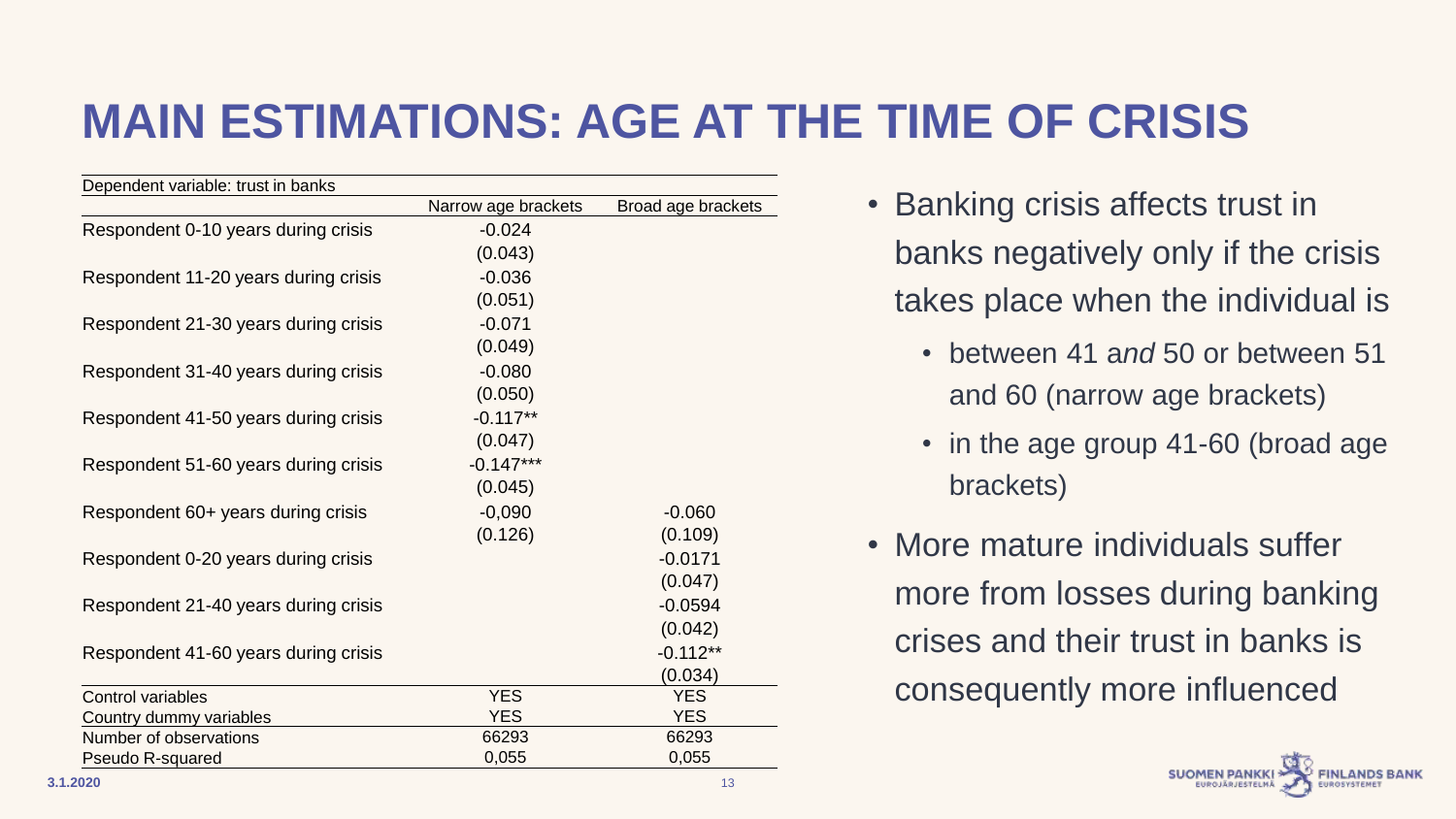# MAIN ESTIMATIONS: AGE AT THE TIME OF CRISIS

| Dependent variable: trust in banks | | |
|---|---|---|
| | Narrow age brackets | Broad age brackets |
| Respondent 0-10 years during crisis | -0.024 | |
| | (0.043) | |
| Respondent 11-20 years during crisis | -0.036 | |
| | (0.051) | |
| Respondent 21-30 years during crisis | -0.071 | |
| | (0.049) | |
| Respondent 31-40 years during crisis | -0.080 | |
| | (0.050) | |
| Respondent 41-50 years during crisis | -0.117** | |
| | (0.047) | |
| Respondent 51-60 years during crisis | -0.147*** | |
| | (0.045) | |
| Respondent 60+ years during crisis | -0,090 | -0.060 |
| | (0.126) | (0.109) |
| Respondent 0-20 years during crisis | | -0.0171 |
| | | (0.047) |
| Respondent 21-40 years during crisis | | -0.0594 |
| | | (0.042) |
| Respondent 41-60 years during crisis | | -0.112** |
| | | (0.034) |
| Control variables | YES | YES |
| Country dummy variables | YES | YES |
| Number of observations | 66293 | 66293 |
| Pseudo R-squared | 0,055 | 0,055 |

- Banking crisis affects trust in banks negatively only if the crisis takes place when the individual is
  - between 41 *and* 50 or between 51 and 60 (narrow age brackets)
  - in the age group 41-60 (broad age brackets)
- More mature individuals suffer more from losses during banking crises and their trust in banks is consequently more influenced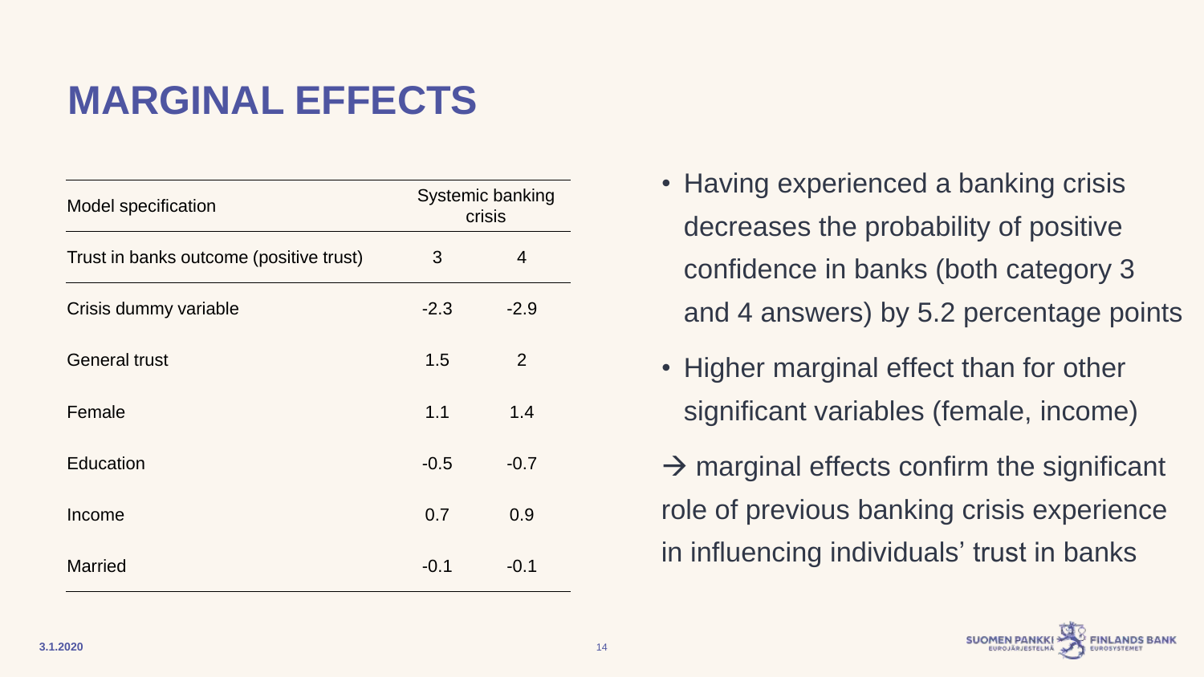# MARGINAL EFFECTS

| Model specification | Systemic banking crisis | |
|---|---|---|
| Trust in banks outcome (positive trust) | 3 | 4 |
| Crisis dummy variable | -2.3 | -2.9 |
| General trust | 1.5 | 2 |
| Female | 1.1 | 1.4 |
| Education | -0.5 | -0.7 |
| Income | 0.7 | 0.9 |
| Married | -0.1 | -0.1 |

- Having experienced a banking crisis decreases the probability of positive confidence in banks (both category 3 and 4 answers) by 5.2 percentage points
- Higher marginal effect than for other significant variables (female, income)

→ marginal effects confirm the significant role of previous banking crisis experience in influencing individuals' trust in banks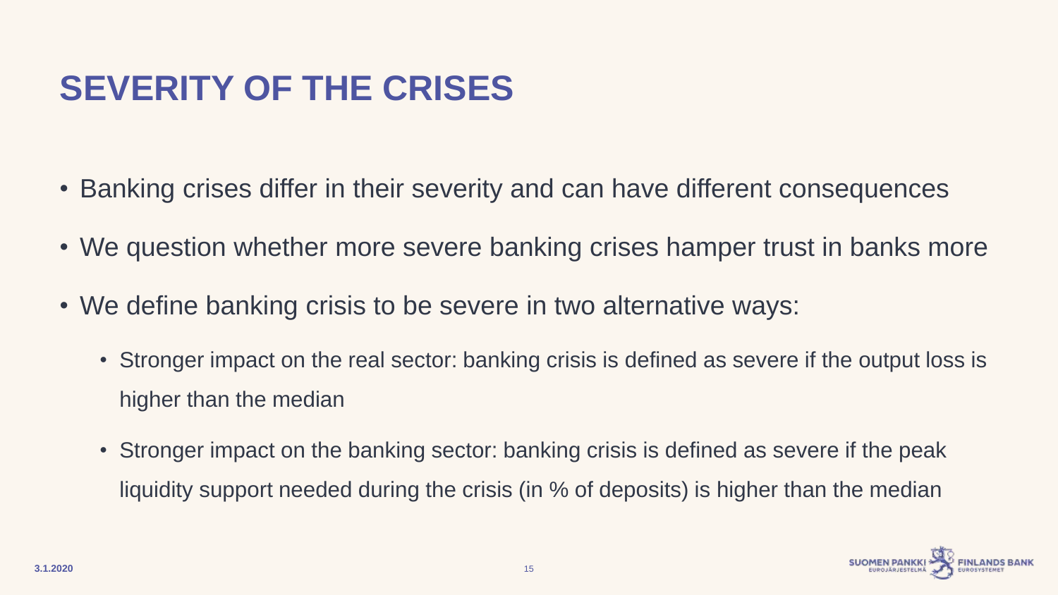# SEVERITY OF THE CRISES

- Banking crises differ in their severity and can have different consequences
- We question whether more severe banking crises hamper trust in banks more
- We define banking crisis to be severe in two alternative ways:
  - Stronger impact on the real sector: banking crisis is defined as severe if the output loss is higher than the median
  - Stronger impact on the banking sector: banking crisis is defined as severe if the peak liquidity support needed during the crisis (in % of deposits) is higher than the median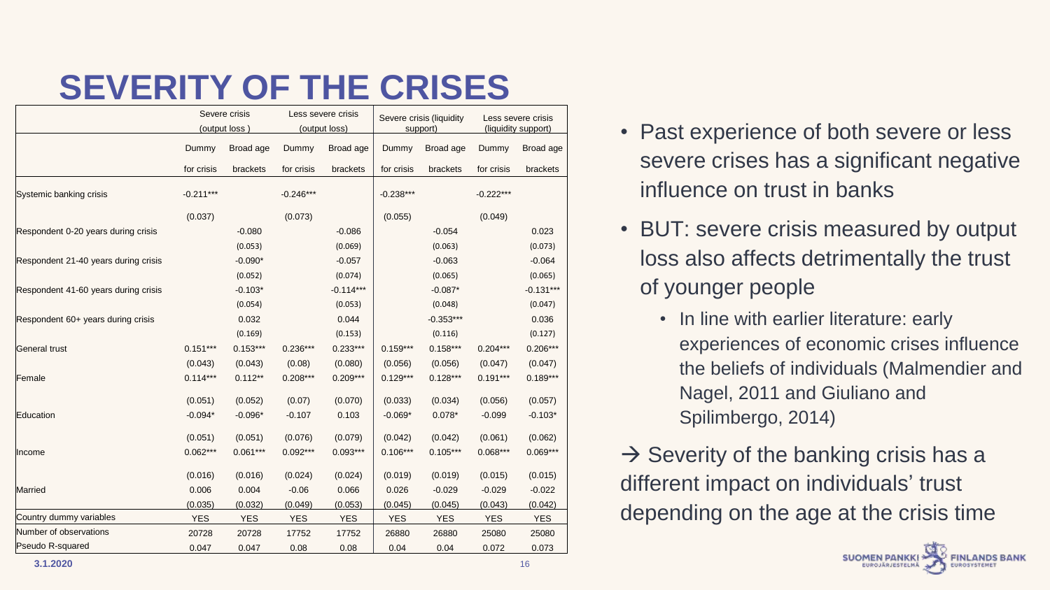# SEVERITY OF THE CRISES

| | Severe crisis (output loss ) | | Less severe crisis (output loss) | | Severe crisis (liquidity support) | | Less severe crisis (liquidity support) | |
|---|---|---|---|---|---|---|---|---|
| | Dummy for crisis | Broad age brackets | Dummy for crisis | Broad age brackets | Dummy for crisis | Broad age brackets | Dummy for crisis | Broad age brackets |
| Systemic banking crisis | -0.211*** | | -0.246*** | | -0.238*** | | -0.222*** | |
| | (0.037) | | (0.073) | | (0.055) | | (0.049) | |
| Respondent 0-20 years during crisis | | -0.080 | | -0.086 | | -0.054 | | 0.023 |
| | | (0.053) | | (0.069) | | (0.063) | | (0.073) |
| Respondent 21-40 years during crisis | | -0.090* | | -0.057 | | -0.063 | | -0.064 |
| | | (0.052) | | (0.074) | | (0.065) | | (0.065) |
| Respondent 41-60 years during crisis | | -0.103* | | -0.114*** | | -0.087* | | -0.131*** |
| | | (0.054) | | (0.053) | | (0.048) | | (0.047) |
| Respondent 60+ years during crisis | | 0.032 | | 0.044 | | -0.353*** | | 0.036 |
| | | (0.169) | | (0.153) | | (0.116) | | (0.127) |
| General trust | 0.151*** | 0.153*** | 0.236*** | 0.233*** | 0.159*** | 0.158*** | 0.204*** | 0.206*** |
| | (0.043) | (0.043) | (0.08) | (0.080) | (0.056) | (0.056) | (0.047) | (0.047) |
| Female | 0.114*** | 0.112** | 0.208*** | 0.209*** | 0.129*** | 0.128*** | 0.191*** | 0.189*** |
| | (0.051) | (0.052) | (0.07) | (0.070) | (0.033) | (0.034) | (0.056) | (0.057) |
| Education | -0.094* | -0.096* | -0.107 | 0.103 | -0.069* | 0.078* | -0.099 | -0.103* |
| | (0.051) | (0.051) | (0.076) | (0.079) | (0.042) | (0.042) | (0.061) | (0.062) |
| Income | 0.062*** | 0.061*** | 0.092*** | 0.093*** | 0.106*** | 0.105*** | 0.068*** | 0.069*** |
| | (0.016) | (0.016) | (0.024) | (0.024) | (0.019) | (0.019) | (0.015) | (0.015) |
| Married | 0.006 | 0.004 | -0.06 | 0.066 | 0.026 | -0.029 | -0.029 | -0.022 |
| | (0.035) | (0.032) | (0.049) | (0.053) | (0.045) | (0.045) | (0.043) | (0.042) |
| Country dummy variables | YES | YES | YES | YES | YES | YES | YES | YES |
| Number of observations | 20728 | 20728 | 17752 | 17752 | 26880 | 26880 | 25080 | 25080 |
| Pseudo R-squared | 0.047 | 0.047 | 0.08 | 0.08 | 0.04 | 0.04 | 0.072 | 0.073 |

- Past experience of both severe or less severe crises has a significant negative influence on trust in banks
- BUT: severe crisis measured by output loss also affects detrimentally the trust of younger people
  - In line with earlier literature: early experiences of economic crises influence the beliefs of individuals (Malmendier and Nagel, 2011 and Giuliano and Spilimbergo, 2014)

→ Severity of the banking crisis has a different impact on individuals' trust depending on the age at the crisis time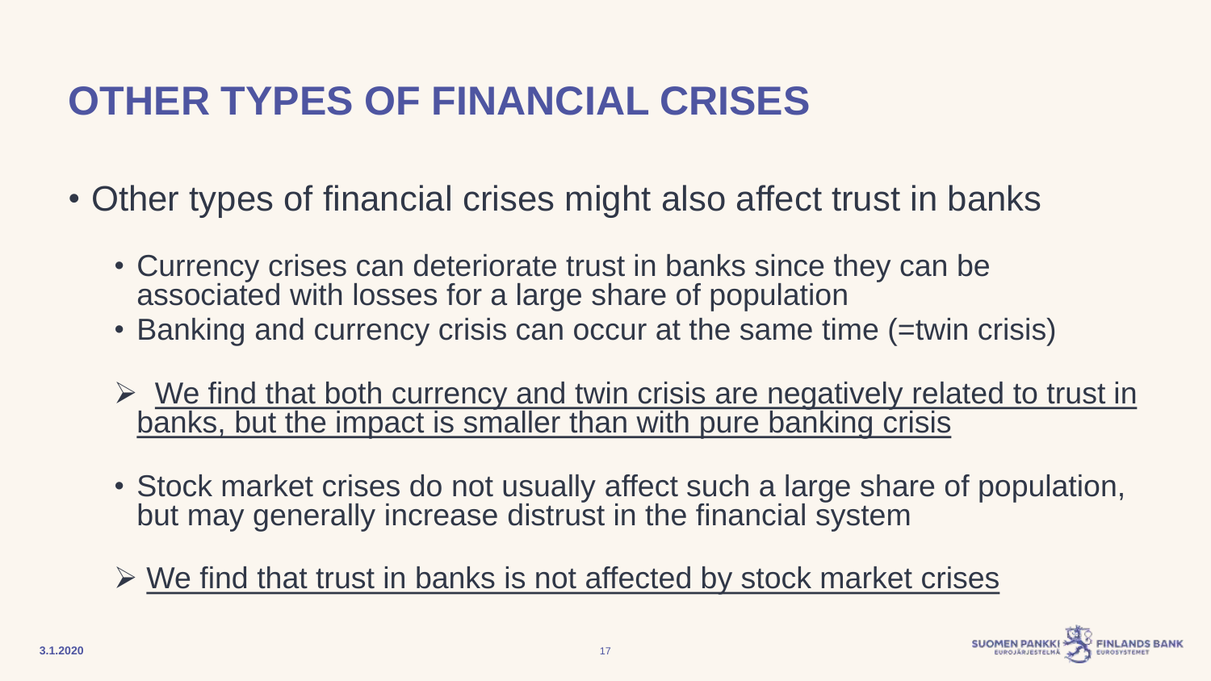# OTHER TYPES OF FINANCIAL CRISES

- Other types of financial crises might also affect trust in banks
  - Currency crises can deteriorate trust in banks since they can be associated with losses for a large share of population
  - Banking and currency crisis can occur at the same time (=twin crisis)

➢ <u>We find that both currency and twin crisis are negatively related to trust in banks, but the impact is smaller than with pure banking crisis</u>

  - Stock market crises do not usually affect such a large share of population, but may generally increase distrust in the financial system

➢ <u>We find that trust in banks is not affected by stock market crises</u>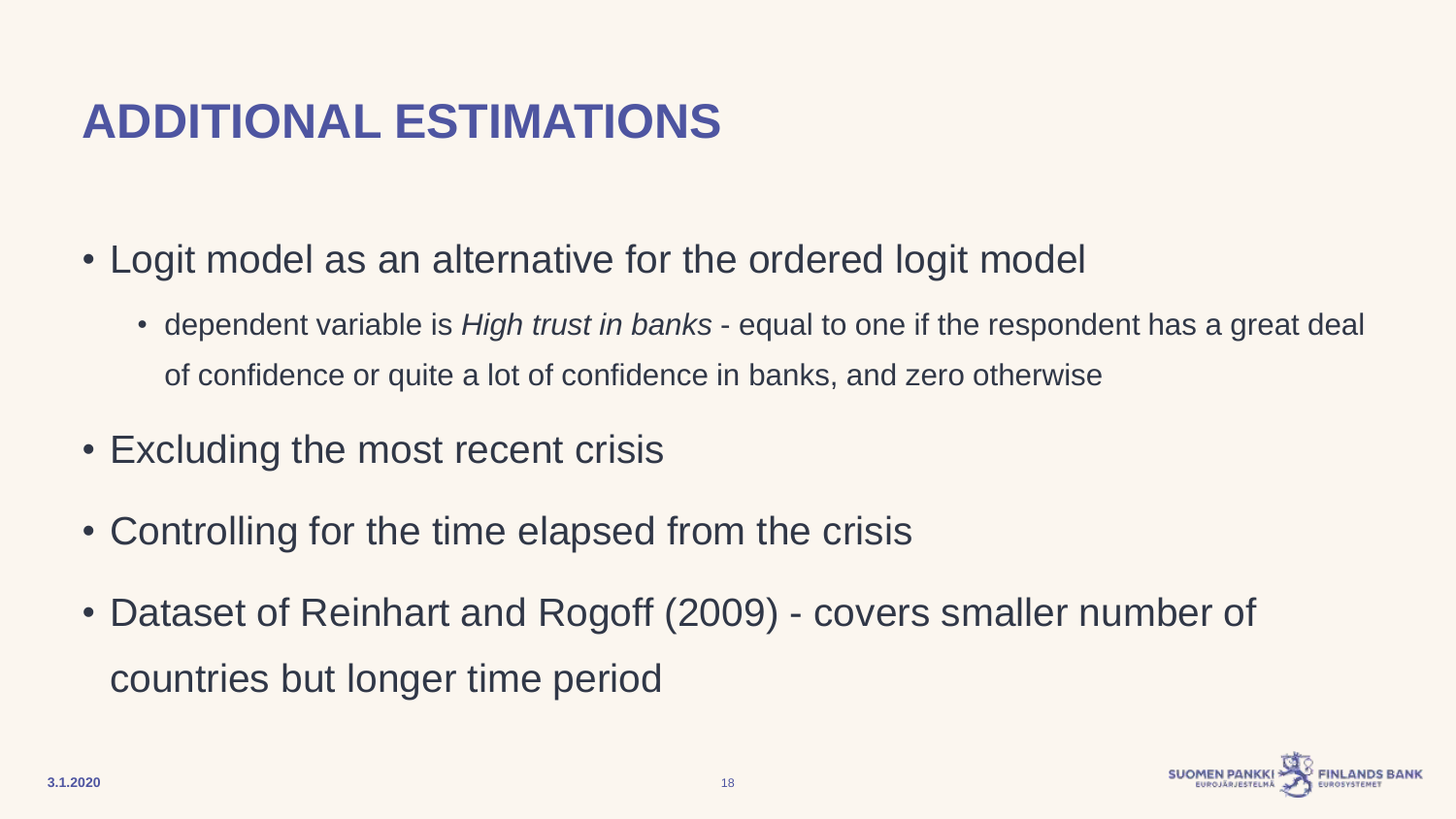# ADDITIONAL ESTIMATIONS

- Logit model as an alternative for the ordered logit model
  - dependent variable is *High trust in banks* - equal to one if the respondent has a great deal of confidence or quite a lot of confidence in banks, and zero otherwise
- Excluding the most recent crisis
- Controlling for the time elapsed from the crisis
- Dataset of Reinhart and Rogoff (2009) - covers smaller number of countries but longer time period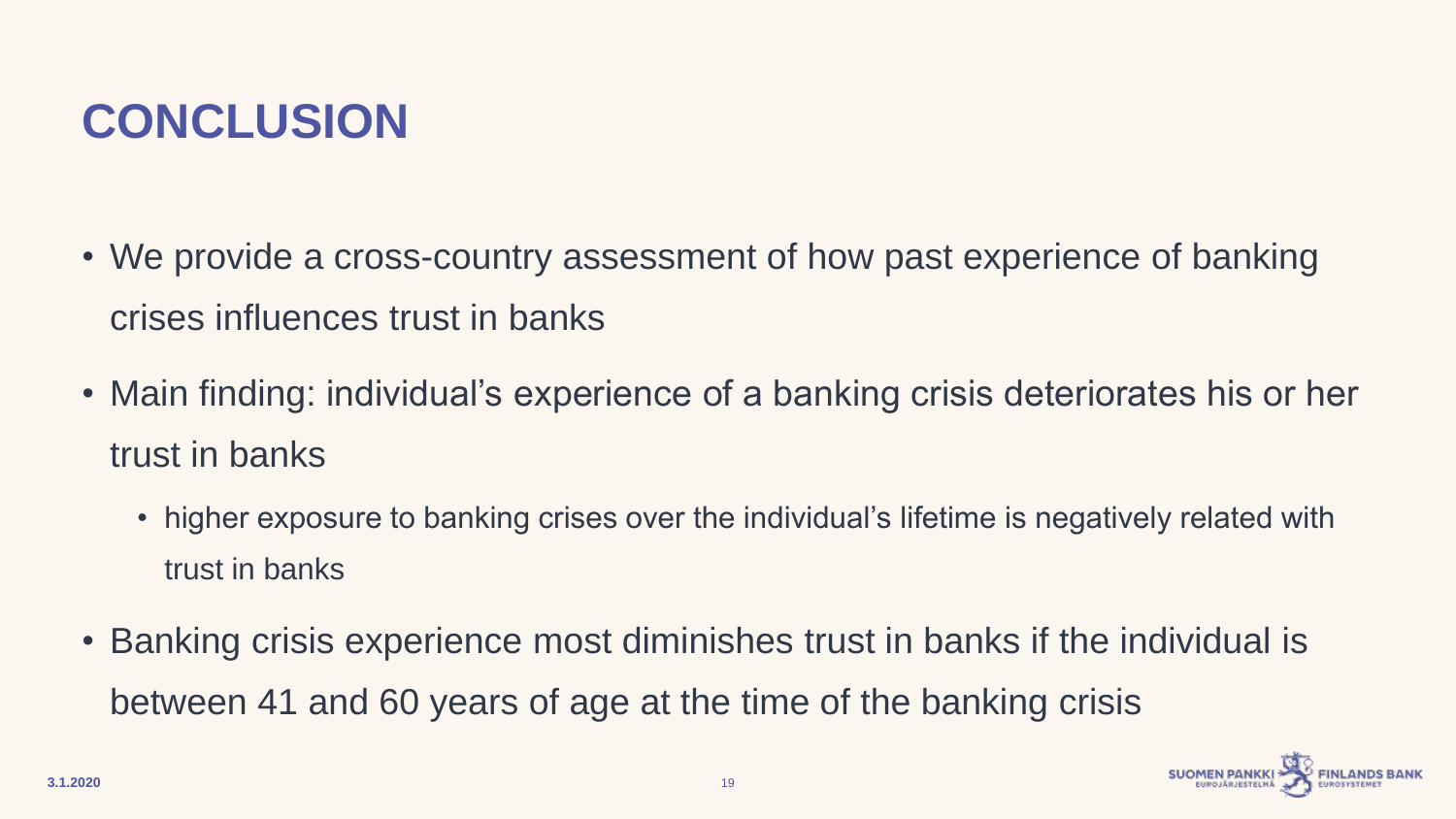# CONCLUSION

- We provide a cross-country assessment of how past experience of banking crises influences trust in banks
- Main finding: individual's experience of a banking crisis deteriorates his or her trust in banks
  - higher exposure to banking crises over the individual's lifetime is negatively related with trust in banks
- Banking crisis experience most diminishes trust in banks if the individual is between 41 and 60 years of age at the time of the banking crisis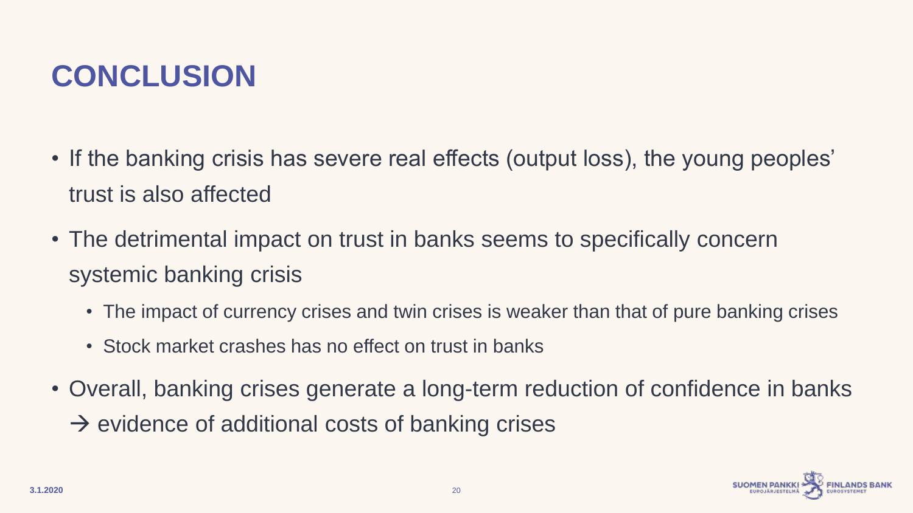# CONCLUSION

- If the banking crisis has severe real effects (output loss), the young peoples' trust is also affected
- The detrimental impact on trust in banks seems to specifically concern systemic banking crisis
  - The impact of currency crises and twin crises is weaker than that of pure banking crises
  - Stock market crashes has no effect on trust in banks
- Overall, banking crises generate a long-term reduction of confidence in banks → evidence of additional costs of banking crises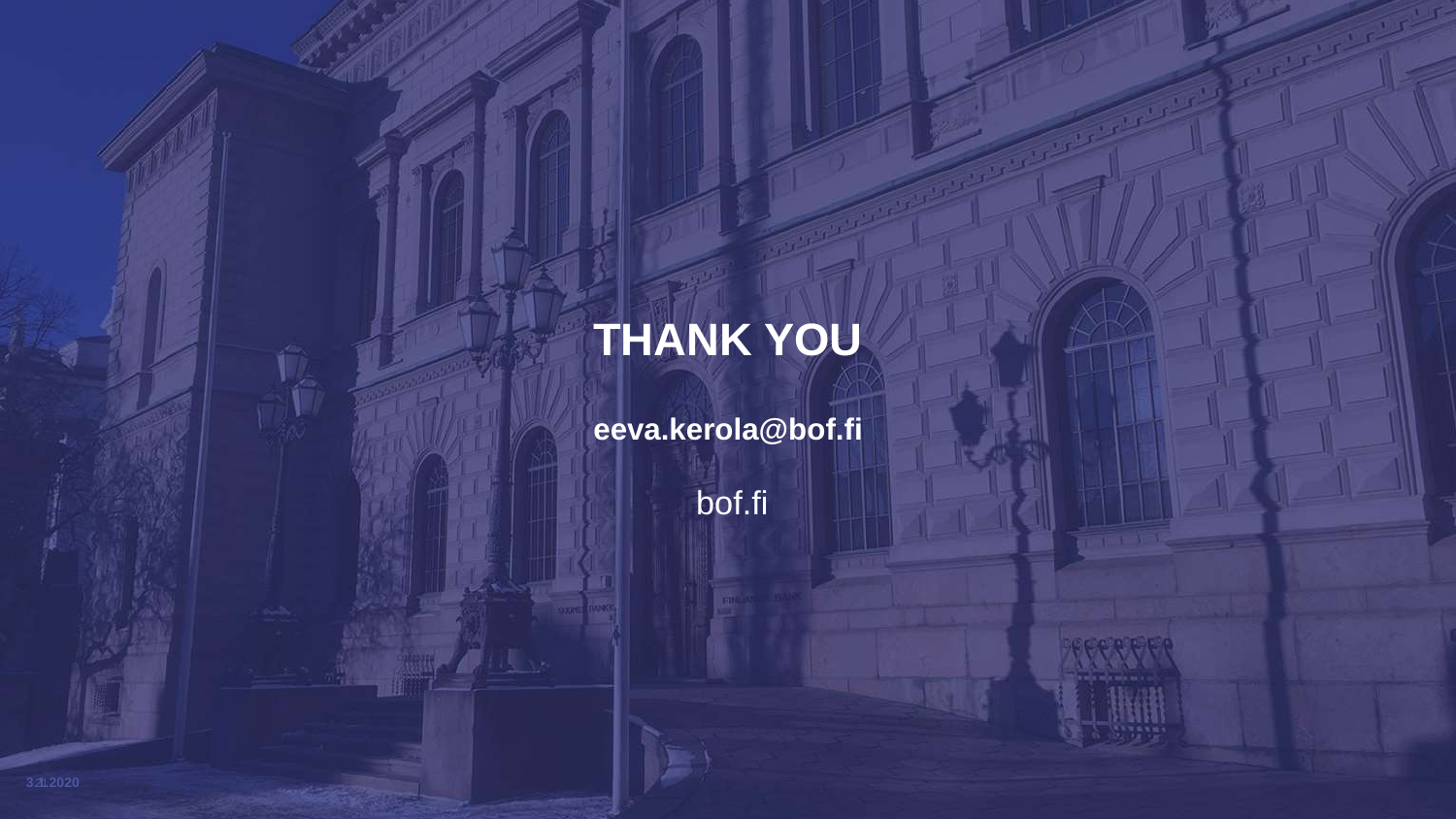# THANK YOU

**eeva.kerola@bof.fi**

bof.fi